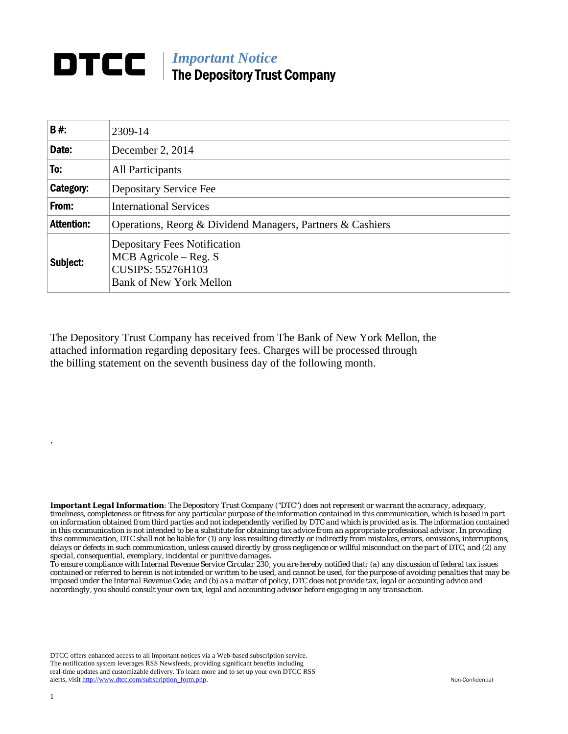# DTCC | *Important Notice* The Depository Trust Company

| | |
|---|---|
| **B #:** | 2309-14 |
| **Date:** | December 2, 2014 |
| **To:** | All Participants |
| **Category:** | Depositary Service Fee |
| **From:** | International Services |
| **Attention:** | Operations, Reorg & Dividend Managers, Partners & Cashiers |
| **Subject:** | Depositary Fees Notification<br>MCB Agricole – Reg. S<br>CUSIPS: 55276H103<br>Bank of New York Mellon |

The Depository Trust Company has received from The Bank of New York Mellon, the attached information regarding depositary fees. Charges will be processed through the billing statement on the seventh business day of the following month.

.

***Important Legal Information****: The Depository Trust Company ("DTC") does not represent or warrant the accuracy, adequacy, timeliness, completeness or fitness for any particular purpose of the information contained in this communication, which is based in part on information obtained from third parties and not independently verified by DTC and which is provided as is. The information contained in this communication is not intended to be a substitute for obtaining tax advice from an appropriate professional advisor. In providing this communication, DTC shall not be liable for (1) any loss resulting directly or indirectly from mistakes, errors, omissions, interruptions, delays or defects in such communication, unless caused directly by gross negligence or willful misconduct on the part of DTC, and (2) any special, consequential, exemplary, incidental or punitive damages.*

*To ensure compliance with Internal Revenue Service Circular 230, you are hereby notified that: (a) any discussion of federal tax issues contained or referred to herein is not intended or written to be used, and cannot be used, for the purpose of avoiding penalties that may be imposed under the Internal Revenue Code; and (b) as a matter of policy, DTC does not provide tax, legal or accounting advice and accordingly, you should consult your own tax, legal and accounting advisor before engaging in any transaction.*

DTCC offers enhanced access to all important notices via a Web-based subscription service. The notification system leverages RSS Newsfeeds, providing significant benefits including real-time updates and customizable delivery. To learn more and to set up your own DTCC RSS alerts, visit http://www.dtcc.com/subscription_form.php.

Non-Confidential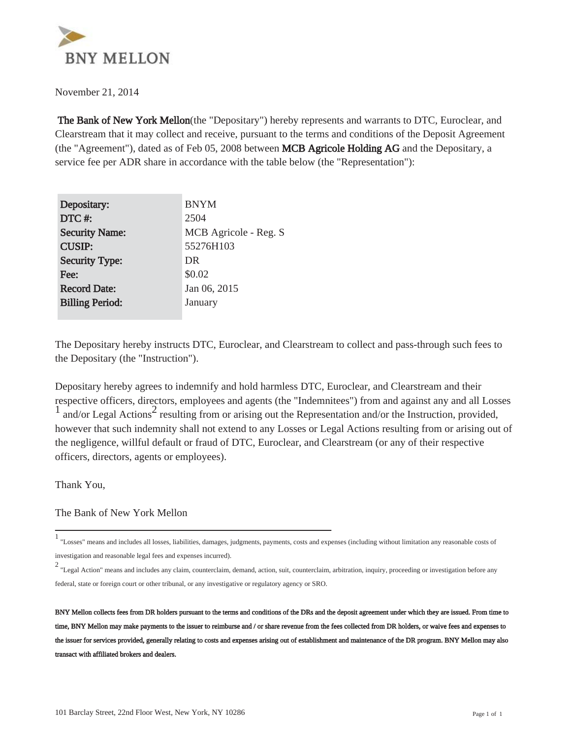November 21, 2014

**The Bank of New York Mellon**(the "Depositary") hereby represents and warrants to DTC, Euroclear, and Clearstream that it may collect and receive, pursuant to the terms and conditions of the Deposit Agreement (the "Agreement"), dated as of Feb 05, 2008 between **MCB Agricole Holding AG** and the Depositary, a service fee per ADR share in accordance with the table below (the "Representation"):

| | |
|---|---|
| **Depositary:** | BNYM |
| **DTC #:** | 2504 |
| **Security Name:** | MCB Agricole - Reg. S |
| **CUSIP:** | 55276H103 |
| **Security Type:** | DR |
| **Fee:** | $0.02 |
| **Record Date:** | Jan 06, 2015 |
| **Billing Period:** | January |

The Depositary hereby instructs DTC, Euroclear, and Clearstream to collect and pass-through such fees to the Depositary (the "Instruction").

Depositary hereby agrees to indemnify and hold harmless DTC, Euroclear, and Clearstream and their respective officers, directors, employees and agents (the "Indemnitees") from and against any and all Losses [1] and/or Legal Actions[2] resulting from or arising out the Representation and/or the Instruction, provided, however that such indemnity shall not extend to any Losses or Legal Actions resulting from or arising out of the negligence, willful default or fraud of DTC, Euroclear, and Clearstream (or any of their respective officers, directors, agents or employees).

Thank You,

The Bank of New York Mellon

---

[1] "Losses" means and includes all losses, liabilities, damages, judgments, payments, costs and expenses (including without limitation any reasonable costs of investigation and reasonable legal fees and expenses incurred).

[2] "Legal Action" means and includes any claim, counterclaim, demand, action, suit, counterclaim, arbitration, inquiry, proceeding or investigation before any federal, state or foreign court or other tribunal, or any investigative or regulatory agency or SRO.

**BNY Mellon collects fees from DR holders pursuant to the terms and conditions of the DRs and the deposit agreement under which they are issued. From time to time, BNY Mellon may make payments to the issuer to reimburse and / or share revenue from the fees collected from DR holders, or waive fees and expenses to the issuer for services provided, generally relating to costs and expenses arising out of establishment and maintenance of the DR program. BNY Mellon may also transact with affiliated brokers and dealers.**

101 Barclay Street, 22nd Floor West, New York, NY 10286